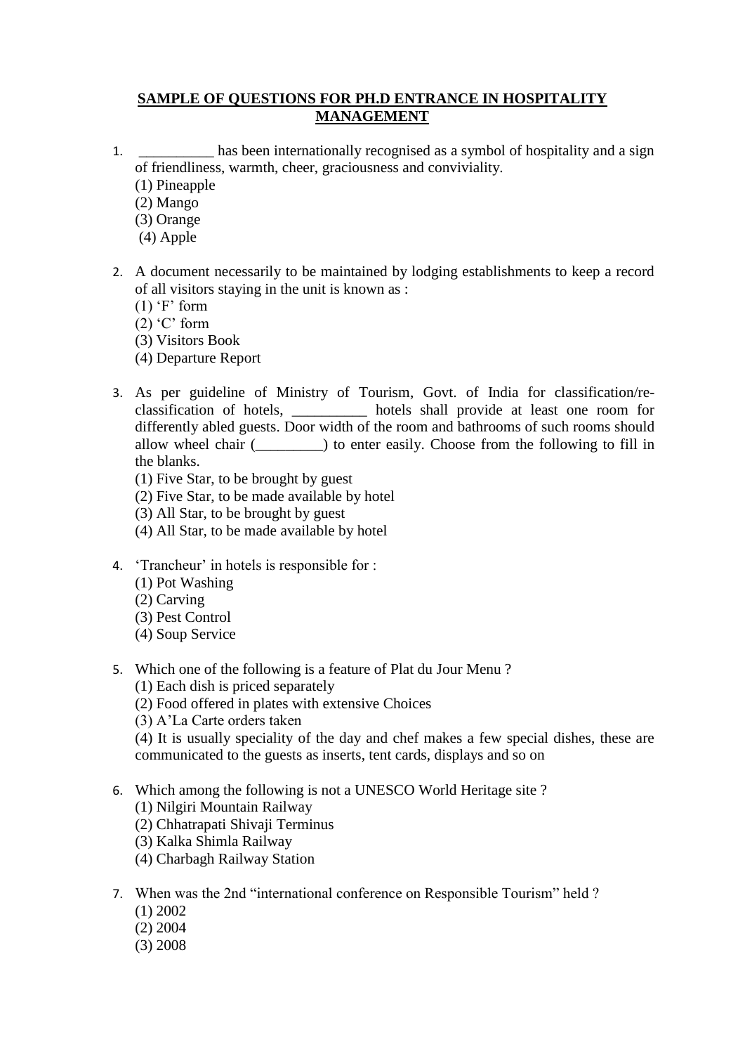**SAMPLE OF QUESTIONS FOR PH.D ENTRANCE IN HOSPITALITY MANAGEMENT**

1. __________ has been internationally recognised as a symbol of hospitality and a sign of friendliness, warmth, cheer, graciousness and conviviality.
   (1) Pineapple
   (2) Mango
   (3) Orange
   (4) Apple

2. A document necessarily to be maintained by lodging establishments to keep a record of all visitors staying in the unit is known as :
   (1) 'F' form
   (2) 'C' form
   (3) Visitors Book
   (4) Departure Report

3. As per guideline of Ministry of Tourism, Govt. of India for classification/re-classification of hotels, __________ hotels shall provide at least one room for differently abled guests. Door width of the room and bathrooms of such rooms should allow wheel chair (_________) to enter easily. Choose from the following to fill in the blanks.
   (1) Five Star, to be brought by guest
   (2) Five Star, to be made available by hotel
   (3) All Star, to be brought by guest
   (4) All Star, to be made available by hotel

4. 'Trancheur' in hotels is responsible for :
   (1) Pot Washing
   (2) Carving
   (3) Pest Control
   (4) Soup Service

5. Which one of the following is a feature of Plat du Jour Menu ?
   (1) Each dish is priced separately
   (2) Food offered in plates with extensive Choices
   (3) A'La Carte orders taken
   (4) It is usually speciality of the day and chef makes a few special dishes, these are communicated to the guests as inserts, tent cards, displays and so on

6. Which among the following is not a UNESCO World Heritage site ?
   (1) Nilgiri Mountain Railway
   (2) Chhatrapati Shivaji Terminus
   (3) Kalka Shimla Railway
   (4) Charbagh Railway Station

7. When was the 2nd "international conference on Responsible Tourism" held ?
   (1) 2002
   (2) 2004
   (3) 2008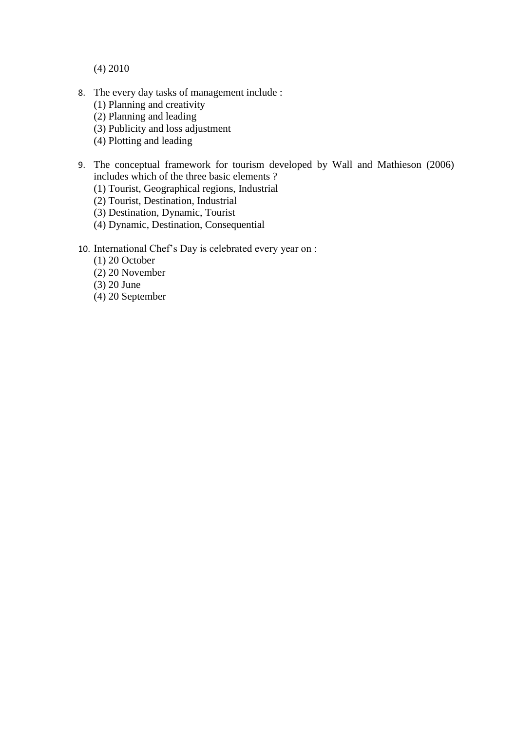(4) 2010

8. The every day tasks of management include :
   (1) Planning and creativity
   (2) Planning and leading
   (3) Publicity and loss adjustment
   (4) Plotting and leading

9. The conceptual framework for tourism developed by Wall and Mathieson (2006) includes which of the three basic elements ?
   (1) Tourist, Geographical regions, Industrial
   (2) Tourist, Destination, Industrial
   (3) Destination, Dynamic, Tourist
   (4) Dynamic, Destination, Consequential

10. International Chef's Day is celebrated every year on :
    (1) 20 October
    (2) 20 November
    (3) 20 June
    (4) 20 September